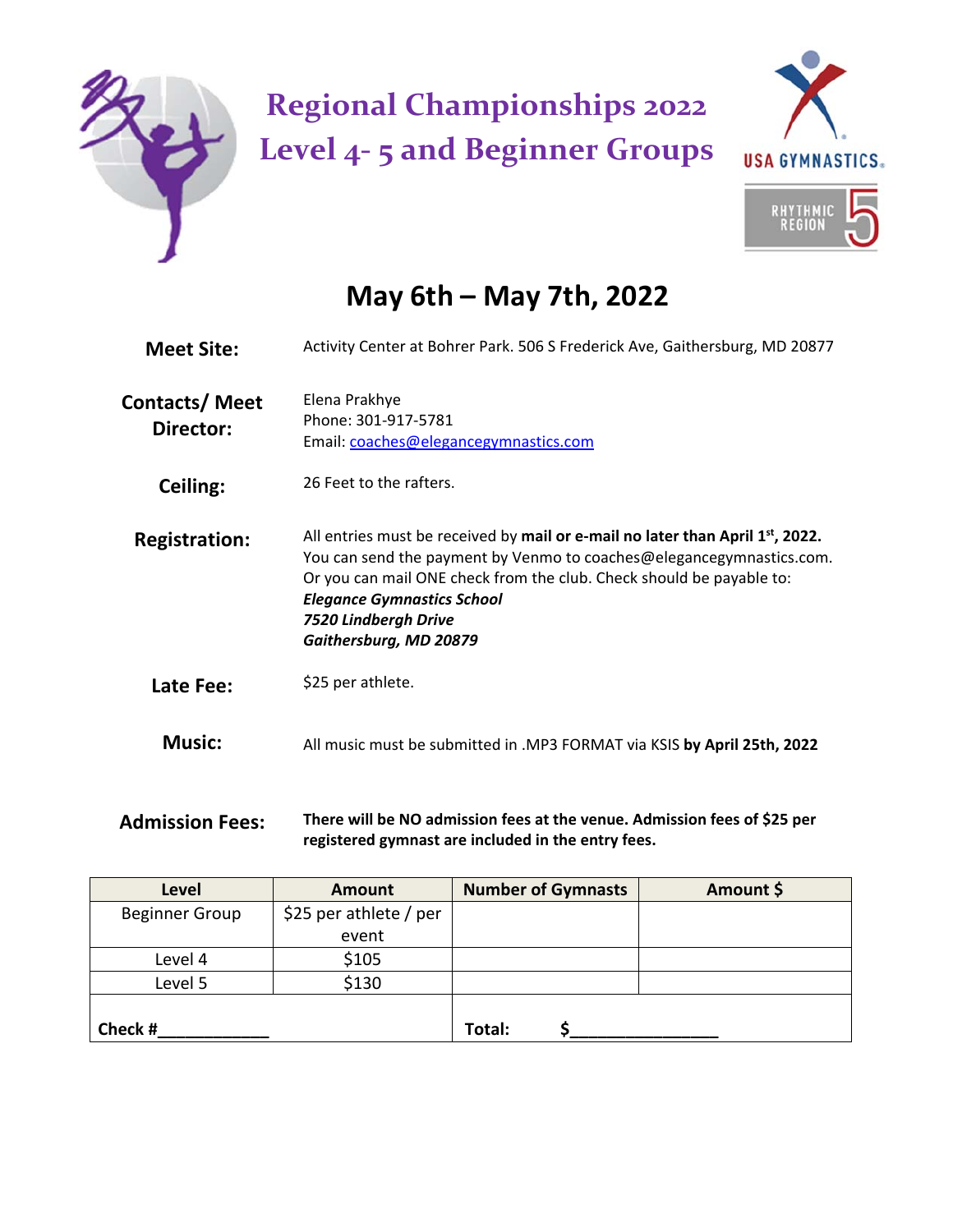# Regional Championships 2022
# Level 4- 5 and Beginner Groups

USA GYMNASTICS

RHYTHMIC REGION 5

## May 6th – May 7th, 2022

**Meet Site:** Activity Center at Bohrer Park. 506 S Frederick Ave, Gaithersburg, MD 20877

**Contacts/ Meet Director:** Elena Prakhye
Phone: 301-917-5781
Email: coaches@elegancegymnastics.com

**Ceiling:** 26 Feet to the rafters.

**Registration:** All entries must be received by **mail or e-mail no later than April 1st, 2022.** You can send the payment by Venmo to coaches@elegancegymnastics.com. Or you can mail ONE check from the club. Check should be payable to:
***Elegance Gymnastics School***
***7520 Lindbergh Drive***
***Gaithersburg, MD 20879***

**Late Fee:** $25 per athlete.

**Music:** All music must be submitted in .MP3 FORMAT via KSIS **by April 25th, 2022**

**Admission Fees:** **There will be NO admission fees at the venue. Admission fees of $25 per registered gymnast are included in the entry fees.**

| Level | Amount | Number of Gymnasts | Amount $ |
|---|---|---|---|
| Beginner Group | $25 per athlete / per event | | |
| Level 4 | $105 | | |
| Level 5 | $130 | | |
| **Check #**____________ | | **Total:** $________________ | |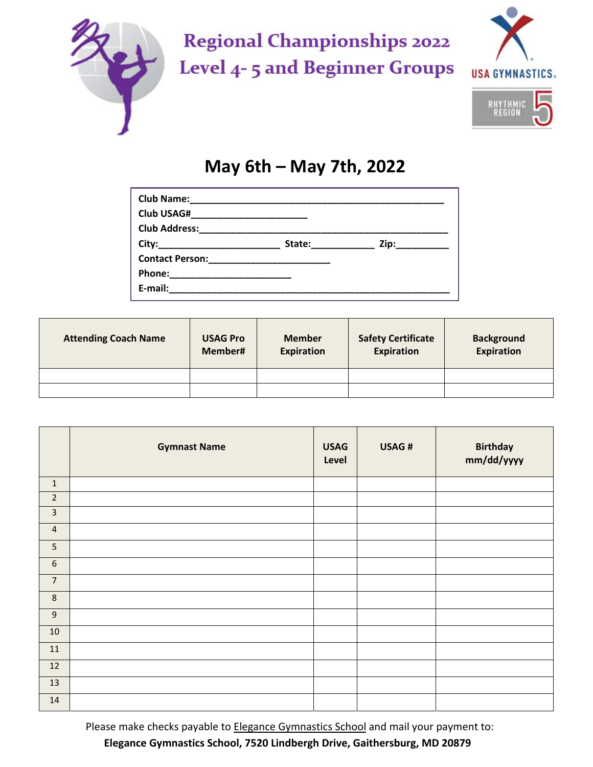# Regional Championships 2022
# Level 4- 5 and Beginner Groups

USA GYMNASTICS.

RHYTHMIC REGION 5

## May 6th – May 7th, 2022

**Club Name:**_______________________________________________

**Club USAG#**_____________________

**Club Address:**_____________________________________________

**City:**______________________ **State:**___________ **Zip:**_________

**Contact Person:**______________________

**Phone:**______________________

**E-mail:**_______________________________________________

| Attending Coach Name | USAG Pro Member# | Member Expiration | Safety Certificate Expiration | Background Expiration |
|---|---|---|---|---|
| | | | | |
| | | | | |

| | Gymnast Name | USAG Level | USAG # | Birthday mm/dd/yyyy |
|---|---|---|---|---|
| 1 | | | | |
| 2 | | | | |
| 3 | | | | |
| 4 | | | | |
| 5 | | | | |
| 6 | | | | |
| 7 | | | | |
| 8 | | | | |
| 9 | | | | |
| 10 | | | | |
| 11 | | | | |
| 12 | | | | |
| 13 | | | | |
| 14 | | | | |

Please make checks payable to Elegance Gymnastics School and mail your payment to:
**Elegance Gymnastics School, 7520 Lindbergh Drive, Gaithersburg, MD 20879**